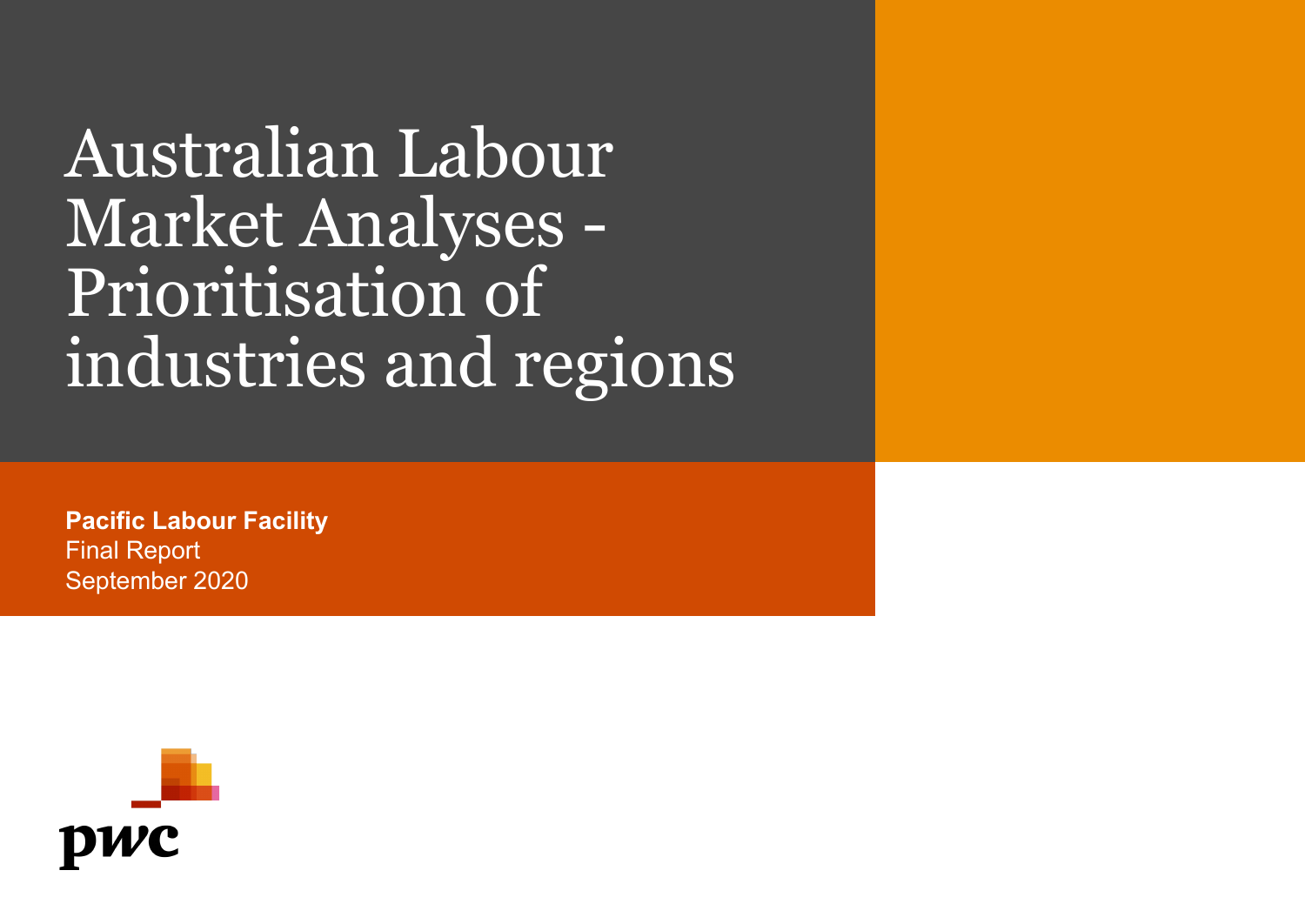# Australian Labour Market Analyses - Prioritisation of industries and regions

**Pacific Labour Facility**
Final Report
September 2020

pwc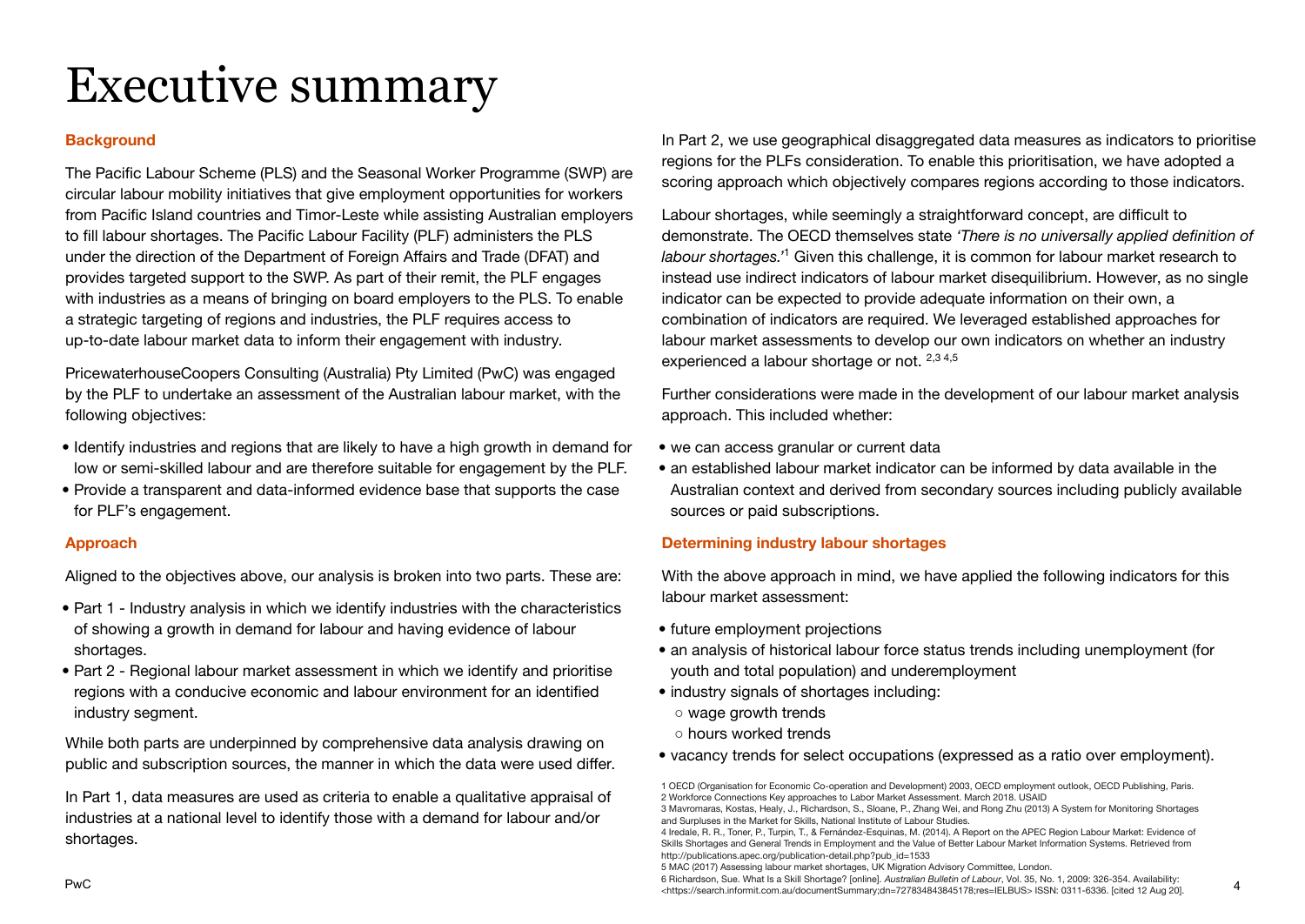# Executive summary

**Background**

The Pacific Labour Scheme (PLS) and the Seasonal Worker Programme (SWP) are circular labour mobility initiatives that give employment opportunities for workers from Pacific Island countries and Timor-Leste while assisting Australian employers to fill labour shortages. The Pacific Labour Facility (PLF) administers the PLS under the direction of the Department of Foreign Affairs and Trade (DFAT) and provides targeted support to the SWP. As part of their remit, the PLF engages with industries as a means of bringing on board employers to the PLS. To enable a strategic targeting of regions and industries, the PLF requires access to up-to-date labour market data to inform their engagement with industry.

PricewaterhouseCoopers Consulting (Australia) Pty Limited (PwC) was engaged by the PLF to undertake an assessment of the Australian labour market, with the following objectives:

- Identify industries and regions that are likely to have a high growth in demand for low or semi-skilled labour and are therefore suitable for engagement by the PLF.
- Provide a transparent and data-informed evidence base that supports the case for PLF's engagement.

**Approach**

Aligned to the objectives above, our analysis is broken into two parts. These are:

- Part 1 - Industry analysis in which we identify industries with the characteristics of showing a growth in demand for labour and having evidence of labour shortages.
- Part 2 - Regional labour market assessment in which we identify and prioritise regions with a conducive economic and labour environment for an identified industry segment.

While both parts are underpinned by comprehensive data analysis drawing on public and subscription sources, the manner in which the data were used differ.

In Part 1, data measures are used as criteria to enable a qualitative appraisal of industries at a national level to identify those with a demand for labour and/or shortages.

In Part 2, we use geographical disaggregated data measures as indicators to prioritise regions for the PLFs consideration. To enable this prioritisation, we have adopted a scoring approach which objectively compares regions according to those indicators.

Labour shortages, while seemingly a straightforward concept, are difficult to demonstrate. The OECD themselves state *'There is no universally applied definition of labour shortages.'*[1] Given this challenge, it is common for labour market research to instead use indirect indicators of labour market disequilibrium. However, as no single indicator can be expected to provide adequate information on their own, a combination of indicators are required. We leveraged established approaches for labour market assessments to develop our own indicators on whether an industry experienced a labour shortage or not.[2,3,4,5]

Further considerations were made in the development of our labour market analysis approach. This included whether:

- we can access granular or current data
- an established labour market indicator can be informed by data available in the Australian context and derived from secondary sources including publicly available sources or paid subscriptions.

**Determining industry labour shortages**

With the above approach in mind, we have applied the following indicators for this labour market assessment:

- future employment projections
- an analysis of historical labour force status trends including unemployment (for youth and total population) and underemployment
- industry signals of shortages including:
  - wage growth trends
  - hours worked trends
- vacancy trends for select occupations (expressed as a ratio over employment).

1 OECD (Organisation for Economic Co-operation and Development) 2003, OECD employment outlook, OECD Publishing, Paris.
2 Workforce Connections Key approaches to Labor Market Assessment. March 2018. USAID
3 Mavromaras, Kostas, Healy, J., Richardson, S., Sloane, P., Zhang Wei, and Rong Zhu (2013) A System for Monitoring Shortages and Surpluses in the Market for Skills, National Institute of Labour Studies.
4 Iredale, R. R., Toner, P., Turpin, T., & Fernández-Esquinas, M. (2014). A Report on the APEC Region Labour Market: Evidence of Skills Shortages and General Trends in Employment and the Value of Better Labour Market Information Systems. Retrieved from http://publications.apec.org/publication-detail.php?pub_id=1533
5 MAC (2017) Assessing labour market shortages, UK Migration Advisory Committee, London.
6 Richardson, Sue. What Is a Skill Shortage? [online]. *Australian Bulletin of Labour*, Vol. 35, No. 1, 2009: 326-354. Availability: <https://search.informit.com.au/documentSummary;dn=727834843845178;res=IELBUS> ISSN: 0311-6336. [cited 12 Aug 20].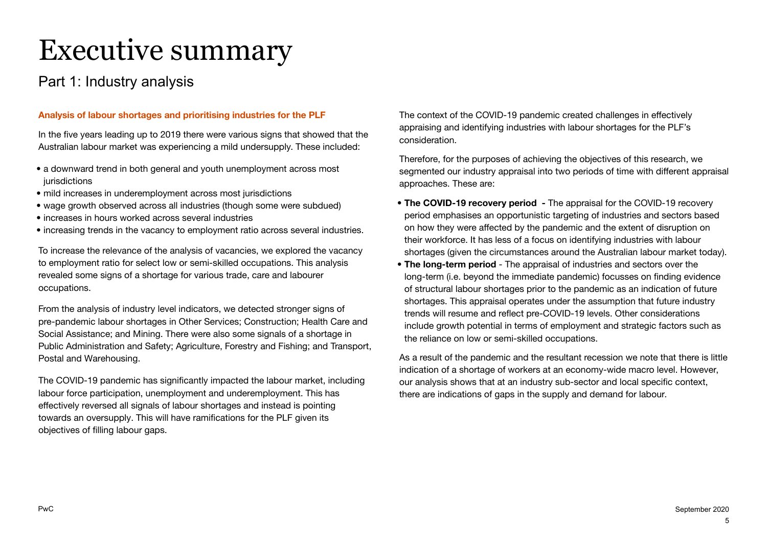# Executive summary

## Part 1: Industry analysis

### Analysis of labour shortages and prioritising industries for the PLF

In the five years leading up to 2019 there were various signs that showed that the Australian labour market was experiencing a mild undersupply. These included:

- a downward trend in both general and youth unemployment across most jurisdictions
- mild increases in underemployment across most jurisdictions
- wage growth observed across all industries (though some were subdued)
- increases in hours worked across several industries
- increasing trends in the vacancy to employment ratio across several industries.

To increase the relevance of the analysis of vacancies, we explored the vacancy to employment ratio for select low or semi-skilled occupations. This analysis revealed some signs of a shortage for various trade, care and labourer occupations.

From the analysis of industry level indicators, we detected stronger signs of pre-pandemic labour shortages in Other Services; Construction; Health Care and Social Assistance; and Mining. There were also some signals of a shortage in Public Administration and Safety; Agriculture, Forestry and Fishing; and Transport, Postal and Warehousing.

The COVID-19 pandemic has significantly impacted the labour market, including labour force participation, unemployment and underemployment. This has effectively reversed all signals of labour shortages and instead is pointing towards an oversupply. This will have ramifications for the PLF given its objectives of filling labour gaps.

The context of the COVID-19 pandemic created challenges in effectively appraising and identifying industries with labour shortages for the PLF's consideration.

Therefore, for the purposes of achieving the objectives of this research, we segmented our industry appraisal into two periods of time with different appraisal approaches. These are:

- **The COVID-19 recovery period -** The appraisal for the COVID-19 recovery period emphasises an opportunistic targeting of industries and sectors based on how they were affected by the pandemic and the extent of disruption on their workforce. It has less of a focus on identifying industries with labour shortages (given the circumstances around the Australian labour market today).
- **The long-term period** - The appraisal of industries and sectors over the long-term (i.e. beyond the immediate pandemic) focusses on finding evidence of structural labour shortages prior to the pandemic as an indication of future shortages. This appraisal operates under the assumption that future industry trends will resume and reflect pre-COVID-19 levels. Other considerations include growth potential in terms of employment and strategic factors such as the reliance on low or semi-skilled occupations.

As a result of the pandemic and the resultant recession we note that there is little indication of a shortage of workers at an economy-wide macro level. However, our analysis shows that at an industry sub-sector and local specific context, there are indications of gaps in the supply and demand for labour.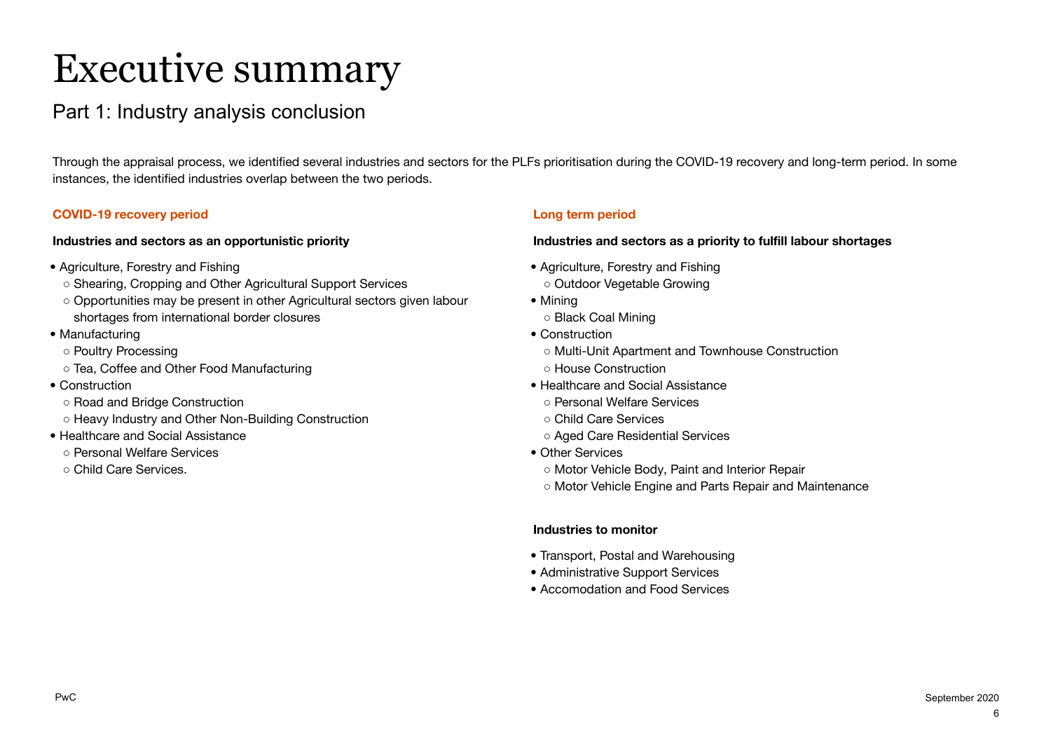# Executive summary

## Part 1: Industry analysis conclusion

Through the appraisal process, we identified several industries and sectors for the PLFs prioritisation during the COVID-19 recovery and long-term period. In some instances, the identified industries overlap between the two periods.

### COVID-19 recovery period

**Industries and sectors as an opportunistic priority**

- Agriculture, Forestry and Fishing
  - Shearing, Cropping and Other Agricultural Support Services
  - Opportunities may be present in other Agricultural sectors given labour shortages from international border closures
- Manufacturing
  - Poultry Processing
  - Tea, Coffee and Other Food Manufacturing
- Construction
  - Road and Bridge Construction
  - Heavy Industry and Other Non-Building Construction
- Healthcare and Social Assistance
  - Personal Welfare Services
  - Child Care Services.

### Long term period

**Industries and sectors as a priority to fulfill labour shortages**

- Agriculture, Forestry and Fishing
  - Outdoor Vegetable Growing
- Mining
  - Black Coal Mining
- Construction
  - Multi-Unit Apartment and Townhouse Construction
  - House Construction
- Healthcare and Social Assistance
  - Personal Welfare Services
  - Child Care Services
  - Aged Care Residential Services
- Other Services
  - Motor Vehicle Body, Paint and Interior Repair
  - Motor Vehicle Engine and Parts Repair and Maintenance

**Industries to monitor**

- Transport, Postal and Warehousing
- Administrative Support Services
- Accomodation and Food Services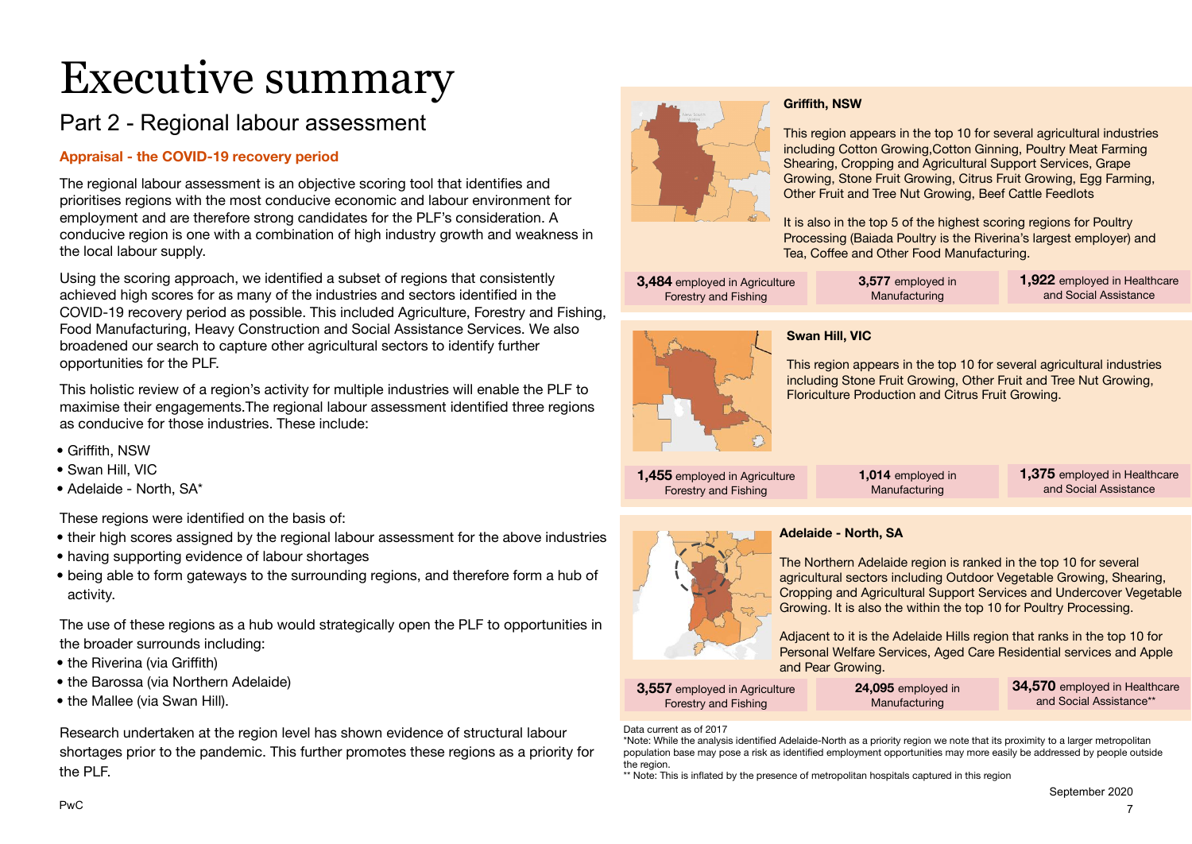# Executive summary

## Part 2 - Regional labour assessment

**Appraisal - the COVID-19 recovery period**

The regional labour assessment is an objective scoring tool that identifies and prioritises regions with the most conducive economic and labour environment for employment and are therefore strong candidates for the PLF's consideration. A conducive region is one with a combination of high industry growth and weakness in the local labour supply.

Using the scoring approach, we identified a subset of regions that consistently achieved high scores for as many of the industries and sectors identified in the COVID-19 recovery period as possible. This included Agriculture, Forestry and Fishing, Food Manufacturing, Heavy Construction and Social Assistance Services. We also broadened our search to capture other agricultural sectors to identify further opportunities for the PLF.

This holistic review of a region's activity for multiple industries will enable the PLF to maximise their engagements.The regional labour assessment identified three regions as conducive for those industries. These include:

- Griffith, NSW
- Swan Hill, VIC
- Adelaide - North, SA*

These regions were identified on the basis of:

- their high scores assigned by the regional labour assessment for the above industries
- having supporting evidence of labour shortages
- being able to form gateways to the surrounding regions, and therefore form a hub of activity.

The use of these regions as a hub would strategically open the PLF to opportunities in the broader surrounds including:

- the Riverina (via Griffith)
- the Barossa (via Northern Adelaide)
- the Mallee (via Swan Hill).

Research undertaken at the region level has shown evidence of structural labour shortages prior to the pandemic. This further promotes these regions as a priority for the PLF.

**Griffith, NSW**

This region appears in the top 10 for several agricultural industries including Cotton Growing,Cotton Ginning, Poultry Meat Farming Shearing, Cropping and Agricultural Support Services, Grape Growing, Stone Fruit Growing, Citrus Fruit Growing, Egg Farming, Other Fruit and Tree Nut Growing, Beef Cattle Feedlots

It is also in the top 5 of the highest scoring regions for Poultry Processing (Baiada Poultry is the Riverina's largest employer) and Tea, Coffee and Other Food Manufacturing.

| **3,484** employed in Agriculture Forestry and Fishing | **3,577** employed in Manufacturing | **1,922** employed in Healthcare and Social Assistance |
|---|---|---|

**Swan Hill, VIC**

This region appears in the top 10 for several agricultural industries including Stone Fruit Growing, Other Fruit and Tree Nut Growing, Floriculture Production and Citrus Fruit Growing.

| **1,455** employed in Agriculture Forestry and Fishing | **1,014** employed in Manufacturing | **1,375** employed in Healthcare and Social Assistance |
|---|---|---|

**Adelaide - North, SA**

The Northern Adelaide region is ranked in the top 10 for several agricultural sectors including Outdoor Vegetable Growing, Shearing, Cropping and Agricultural Support Services and Undercover Vegetable Growing. It is also the within the top 10 for Poultry Processing.

Adjacent to it is the Adelaide Hills region that ranks in the top 10 for Personal Welfare Services, Aged Care Residential services and Apple and Pear Growing.

| **3,557** employed in Agriculture Forestry and Fishing | **24,095** employed in Manufacturing | **34,570** employed in Healthcare and Social Assistance** |
|---|---|---|

Data current as of 2017

*Note: While the analysis identified Adelaide-North as a priority region we note that its proximity to a larger metropolitan population base may pose a risk as identified employment opportunities may more easily be addressed by people outside the region.

** Note: This is inflated by the presence of metropolitan hospitals captured in this region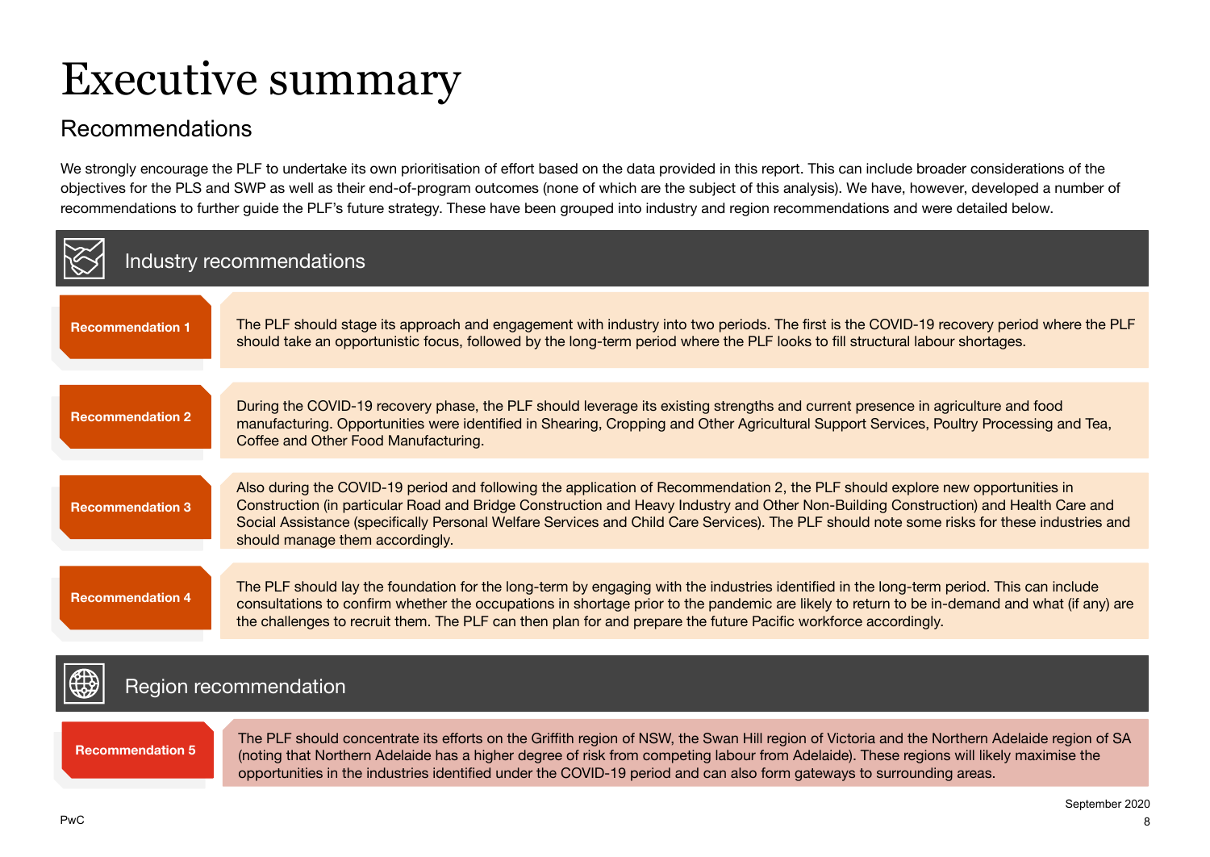# Executive summary

## Recommendations

We strongly encourage the PLF to undertake its own prioritisation of effort based on the data provided in this report. This can include broader considerations of the objectives for the PLS and SWP as well as their end-of-program outcomes (none of which are the subject of this analysis). We have, however, developed a number of recommendations to further guide the PLF's future strategy. These have been grouped into industry and region recommendations and were detailed below.

### Industry recommendations

**Recommendation 1**

The PLF should stage its approach and engagement with industry into two periods. The first is the COVID-19 recovery period where the PLF should take an opportunistic focus, followed by the long-term period where the PLF looks to fill structural labour shortages.

**Recommendation 2**

During the COVID-19 recovery phase, the PLF should leverage its existing strengths and current presence in agriculture and food manufacturing. Opportunities were identified in Shearing, Cropping and Other Agricultural Support Services, Poultry Processing and Tea, Coffee and Other Food Manufacturing.

**Recommendation 3**

Also during the COVID-19 period and following the application of Recommendation 2, the PLF should explore new opportunities in Construction (in particular Road and Bridge Construction and Heavy Industry and Other Non-Building Construction) and Health Care and Social Assistance (specifically Personal Welfare Services and Child Care Services). The PLF should note some risks for these industries and should manage them accordingly.

**Recommendation 4**

The PLF should lay the foundation for the long-term by engaging with the industries identified in the long-term period. This can include consultations to confirm whether the occupations in shortage prior to the pandemic are likely to return to be in-demand and what (if any) are the challenges to recruit them. The PLF can then plan for and prepare the future Pacific workforce accordingly.

### Region recommendation

**Recommendation 5**

The PLF should concentrate its efforts on the Griffith region of NSW, the Swan Hill region of Victoria and the Northern Adelaide region of SA (noting that Northern Adelaide has a higher degree of risk from competing labour from Adelaide). These regions will likely maximise the opportunities in the industries identified under the COVID-19 period and can also form gateways to surrounding areas.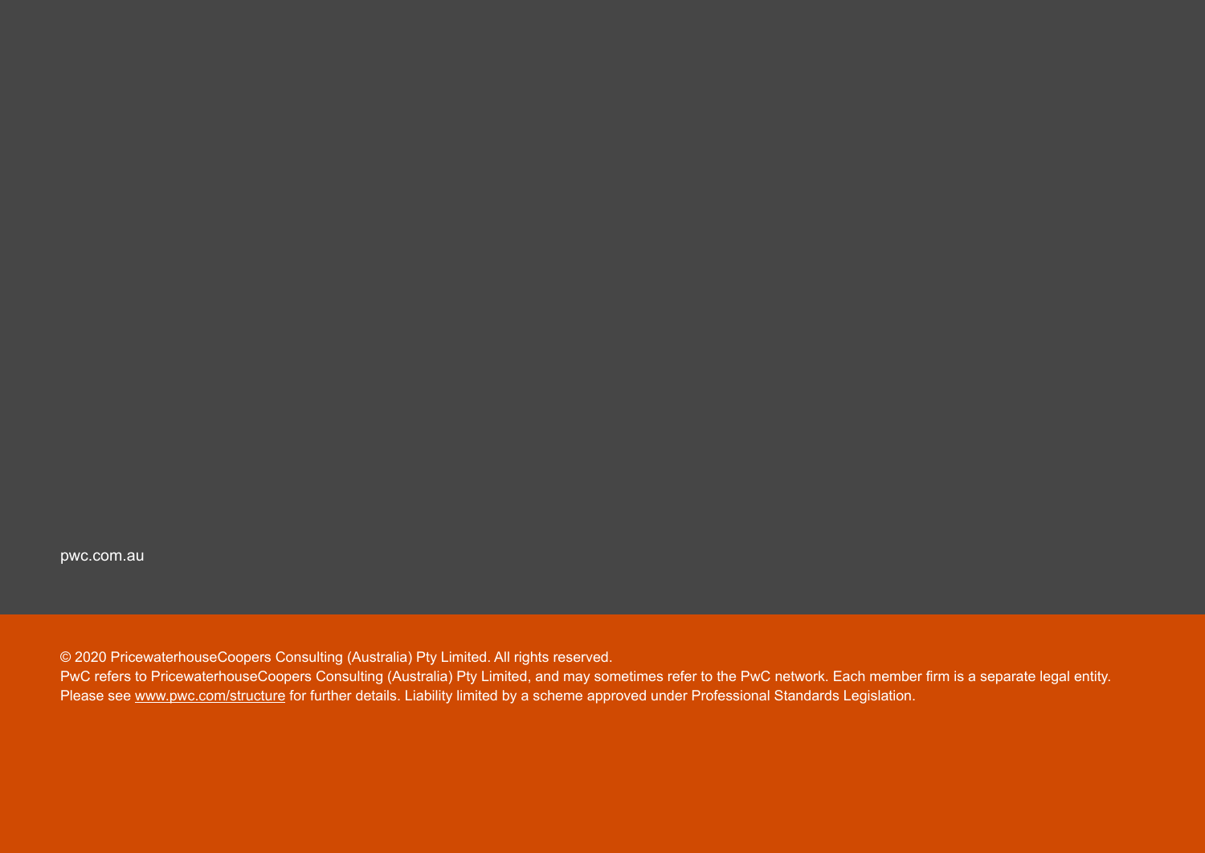pwc.com.au

© 2020 PricewaterhouseCoopers Consulting (Australia) Pty Limited. All rights reserved.
PwC refers to PricewaterhouseCoopers Consulting (Australia) Pty Limited, and may sometimes refer to the PwC network. Each member firm is a separate legal entity. Please see www.pwc.com/structure for further details. Liability limited by a scheme approved under Professional Standards Legislation.